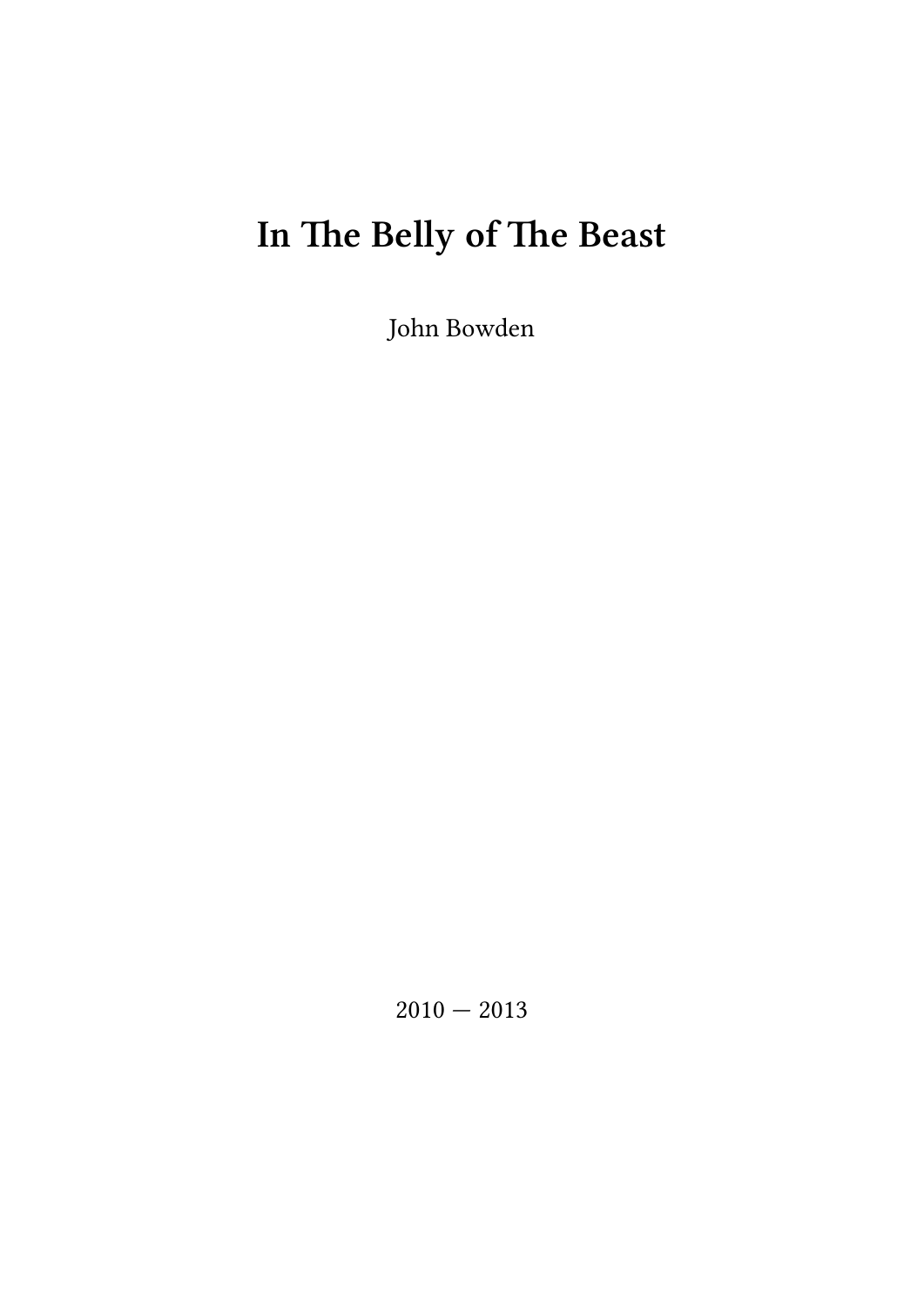# In The Belly of The Beast

John Bowden

2010 — 2013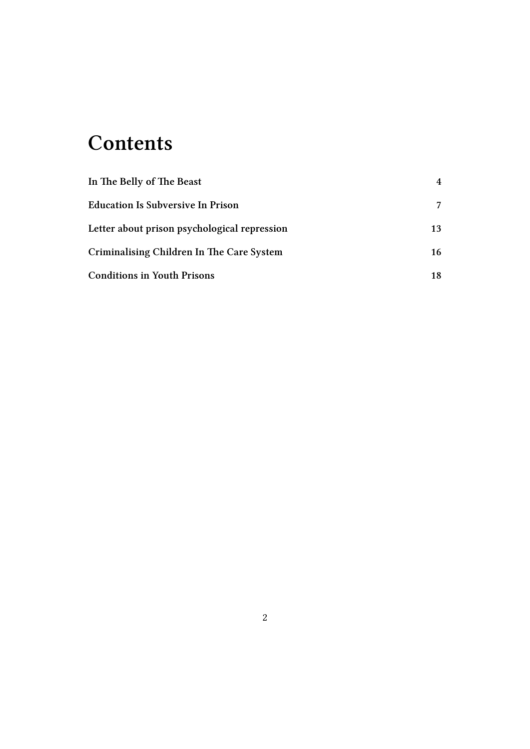# Contents

| | |
|---|---|
| **In The Belly of The Beast** | **4** |
| **Education Is Subversive In Prison** | **7** |
| **Letter about prison psychological repression** | **13** |
| **Criminalising Children In The Care System** | **16** |
| **Conditions in Youth Prisons** | **18** |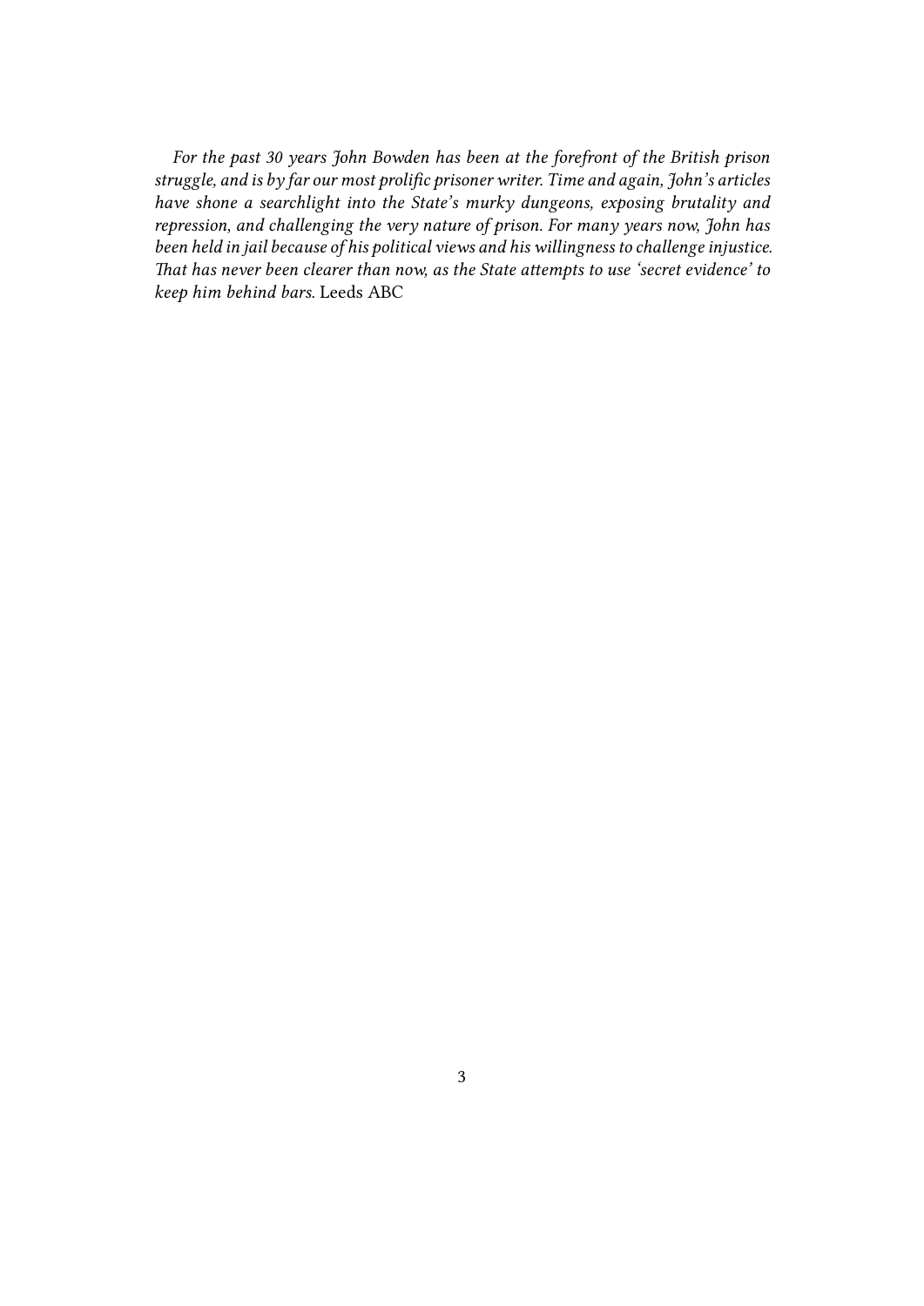*For the past 30 years John Bowden has been at the forefront of the British prison struggle, and is by far our most prolific prisoner writer. Time and again, John's articles have shone a searchlight into the State's murky dungeons, exposing brutality and repression, and challenging the very nature of prison. For many years now, John has been held in jail because of his political views and his willingness to challenge injustice. That has never been clearer than now, as the State attempts to use 'secret evidence' to keep him behind bars.* Leeds ABC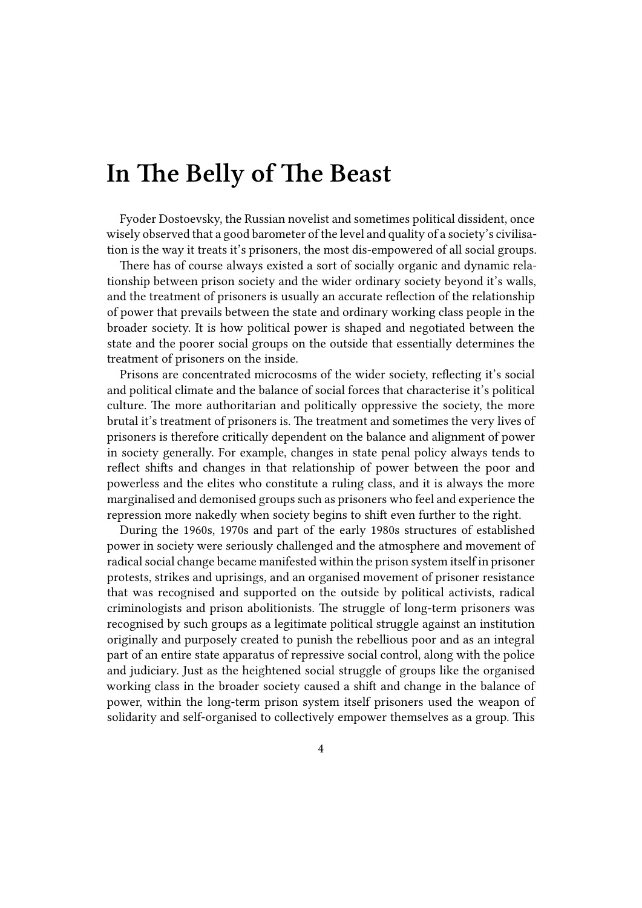# In The Belly of The Beast

Fyoder Dostoevsky, the Russian novelist and sometimes political dissident, once wisely observed that a good barometer of the level and quality of a society's civilisation is the way it treats it's prisoners, the most dis-empowered of all social groups.

There has of course always existed a sort of socially organic and dynamic relationship between prison society and the wider ordinary society beyond it's walls, and the treatment of prisoners is usually an accurate reflection of the relationship of power that prevails between the state and ordinary working class people in the broader society. It is how political power is shaped and negotiated between the state and the poorer social groups on the outside that essentially determines the treatment of prisoners on the inside.

Prisons are concentrated microcosms of the wider society, reflecting it's social and political climate and the balance of social forces that characterise it's political culture. The more authoritarian and politically oppressive the society, the more brutal it's treatment of prisoners is. The treatment and sometimes the very lives of prisoners is therefore critically dependent on the balance and alignment of power in society generally. For example, changes in state penal policy always tends to reflect shifts and changes in that relationship of power between the poor and powerless and the elites who constitute a ruling class, and it is always the more marginalised and demonised groups such as prisoners who feel and experience the repression more nakedly when society begins to shift even further to the right.

During the 1960s, 1970s and part of the early 1980s structures of established power in society were seriously challenged and the atmosphere and movement of radical social change became manifested within the prison system itself in prisoner protests, strikes and uprisings, and an organised movement of prisoner resistance that was recognised and supported on the outside by political activists, radical criminologists and prison abolitionists. The struggle of long-term prisoners was recognised by such groups as a legitimate political struggle against an institution originally and purposely created to punish the rebellious poor and as an integral part of an entire state apparatus of repressive social control, along with the police and judiciary. Just as the heightened social struggle of groups like the organised working class in the broader society caused a shift and change in the balance of power, within the long-term prison system itself prisoners used the weapon of solidarity and self-organised to collectively empower themselves as a group. This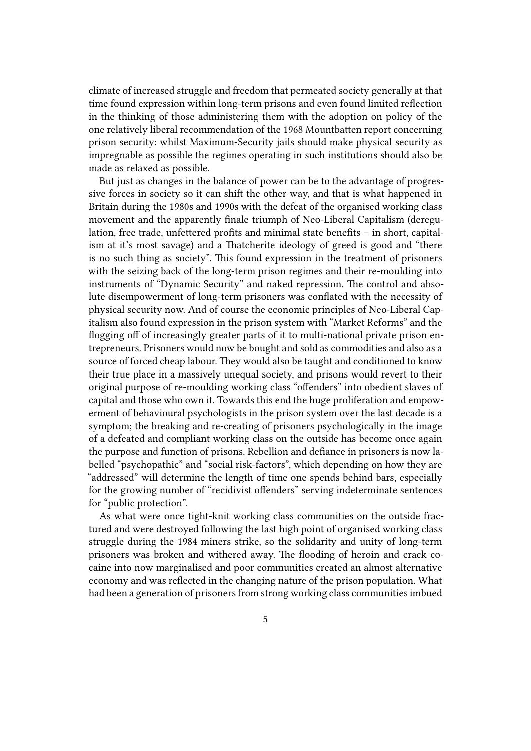climate of increased struggle and freedom that permeated society generally at that time found expression within long-term prisons and even found limited reflection in the thinking of those administering them with the adoption on policy of the one relatively liberal recommendation of the 1968 Mountbatten report concerning prison security: whilst Maximum-Security jails should make physical security as impregnable as possible the regimes operating in such institutions should also be made as relaxed as possible.

But just as changes in the balance of power can be to the advantage of progressive forces in society so it can shift the other way, and that is what happened in Britain during the 1980s and 1990s with the defeat of the organised working class movement and the apparently finale triumph of Neo-Liberal Capitalism (deregulation, free trade, unfettered profits and minimal state benefits – in short, capitalism at it's most savage) and a Thatcherite ideology of greed is good and "there is no such thing as society". This found expression in the treatment of prisoners with the seizing back of the long-term prison regimes and their re-moulding into instruments of "Dynamic Security" and naked repression. The control and absolute disempowerment of long-term prisoners was conflated with the necessity of physical security now. And of course the economic principles of Neo-Liberal Capitalism also found expression in the prison system with "Market Reforms" and the flogging off of increasingly greater parts of it to multi-national private prison entrepreneurs. Prisoners would now be bought and sold as commodities and also as a source of forced cheap labour. They would also be taught and conditioned to know their true place in a massively unequal society, and prisons would revert to their original purpose of re-moulding working class "offenders" into obedient slaves of capital and those who own it. Towards this end the huge proliferation and empowerment of behavioural psychologists in the prison system over the last decade is a symptom; the breaking and re-creating of prisoners psychologically in the image of a defeated and compliant working class on the outside has become once again the purpose and function of prisons. Rebellion and defiance in prisoners is now labelled "psychopathic" and "social risk-factors", which depending on how they are "addressed" will determine the length of time one spends behind bars, especially for the growing number of "recidivist offenders" serving indeterminate sentences for "public protection".

As what were once tight-knit working class communities on the outside fractured and were destroyed following the last high point of organised working class struggle during the 1984 miners strike, so the solidarity and unity of long-term prisoners was broken and withered away. The flooding of heroin and crack cocaine into now marginalised and poor communities created an almost alternative economy and was reflected in the changing nature of the prison population. What had been a generation of prisoners from strong working class communities imbued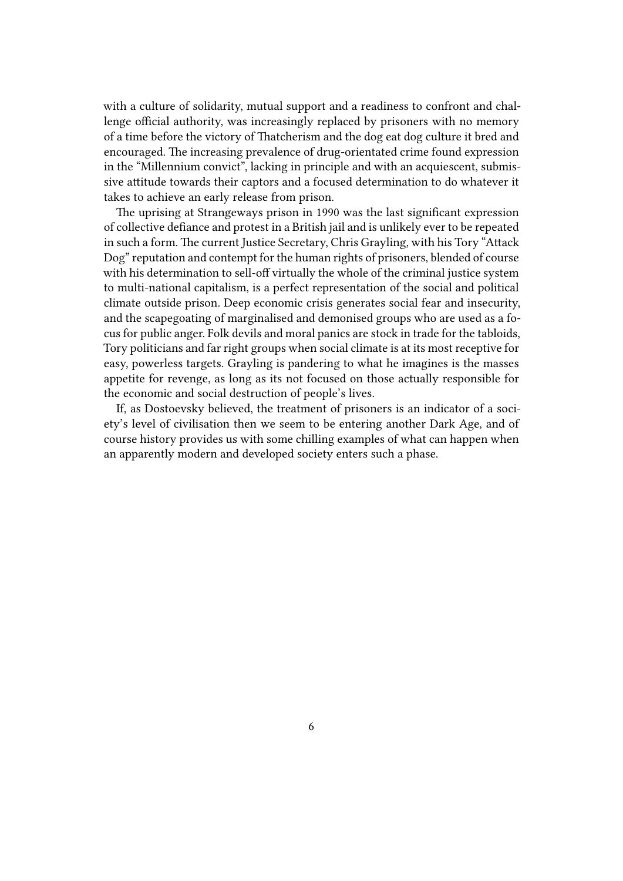with a culture of solidarity, mutual support and a readiness to confront and challenge official authority, was increasingly replaced by prisoners with no memory of a time before the victory of Thatcherism and the dog eat dog culture it bred and encouraged. The increasing prevalence of drug-orientated crime found expression in the "Millennium convict", lacking in principle and with an acquiescent, submissive attitude towards their captors and a focused determination to do whatever it takes to achieve an early release from prison.

The uprising at Strangeways prison in 1990 was the last significant expression of collective defiance and protest in a British jail and is unlikely ever to be repeated in such a form. The current Justice Secretary, Chris Grayling, with his Tory "Attack Dog" reputation and contempt for the human rights of prisoners, blended of course with his determination to sell-off virtually the whole of the criminal justice system to multi-national capitalism, is a perfect representation of the social and political climate outside prison. Deep economic crisis generates social fear and insecurity, and the scapegoating of marginalised and demonised groups who are used as a focus for public anger. Folk devils and moral panics are stock in trade for the tabloids, Tory politicians and far right groups when social climate is at its most receptive for easy, powerless targets. Grayling is pandering to what he imagines is the masses appetite for revenge, as long as its not focused on those actually responsible for the economic and social destruction of people's lives.

If, as Dostoevsky believed, the treatment of prisoners is an indicator of a society's level of civilisation then we seem to be entering another Dark Age, and of course history provides us with some chilling examples of what can happen when an apparently modern and developed society enters such a phase.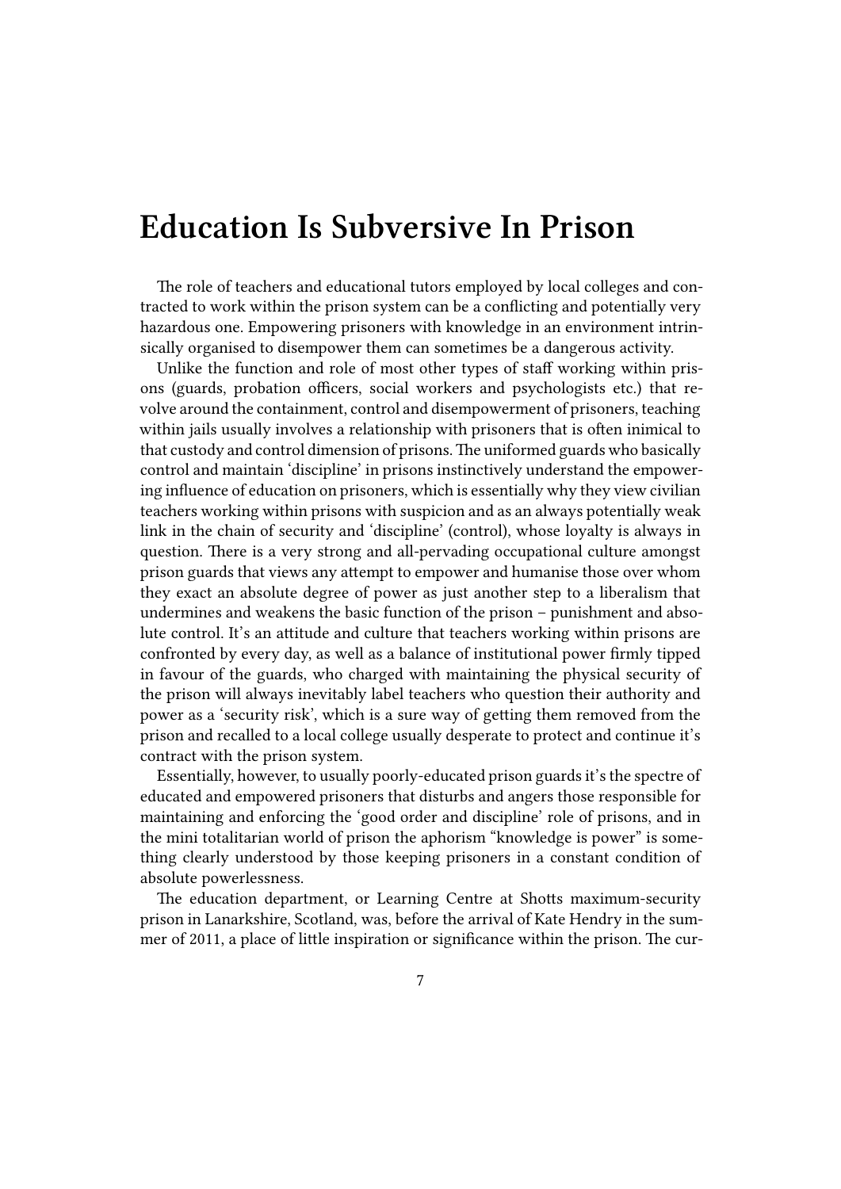# Education Is Subversive In Prison

The role of teachers and educational tutors employed by local colleges and contracted to work within the prison system can be a conflicting and potentially very hazardous one. Empowering prisoners with knowledge in an environment intrinsically organised to disempower them can sometimes be a dangerous activity.

Unlike the function and role of most other types of staff working within prisons (guards, probation officers, social workers and psychologists etc.) that revolve around the containment, control and disempowerment of prisoners, teaching within jails usually involves a relationship with prisoners that is often inimical to that custody and control dimension of prisons. The uniformed guards who basically control and maintain 'discipline' in prisons instinctively understand the empowering influence of education on prisoners, which is essentially why they view civilian teachers working within prisons with suspicion and as an always potentially weak link in the chain of security and 'discipline' (control), whose loyalty is always in question. There is a very strong and all-pervading occupational culture amongst prison guards that views any attempt to empower and humanise those over whom they exact an absolute degree of power as just another step to a liberalism that undermines and weakens the basic function of the prison – punishment and absolute control. It's an attitude and culture that teachers working within prisons are confronted by every day, as well as a balance of institutional power firmly tipped in favour of the guards, who charged with maintaining the physical security of the prison will always inevitably label teachers who question their authority and power as a 'security risk', which is a sure way of getting them removed from the prison and recalled to a local college usually desperate to protect and continue it's contract with the prison system.

Essentially, however, to usually poorly-educated prison guards it's the spectre of educated and empowered prisoners that disturbs and angers those responsible for maintaining and enforcing the 'good order and discipline' role of prisons, and in the mini totalitarian world of prison the aphorism "knowledge is power" is something clearly understood by those keeping prisoners in a constant condition of absolute powerlessness.

The education department, or Learning Centre at Shotts maximum-security prison in Lanarkshire, Scotland, was, before the arrival of Kate Hendry in the summer of 2011, a place of little inspiration or significance within the prison. The cur-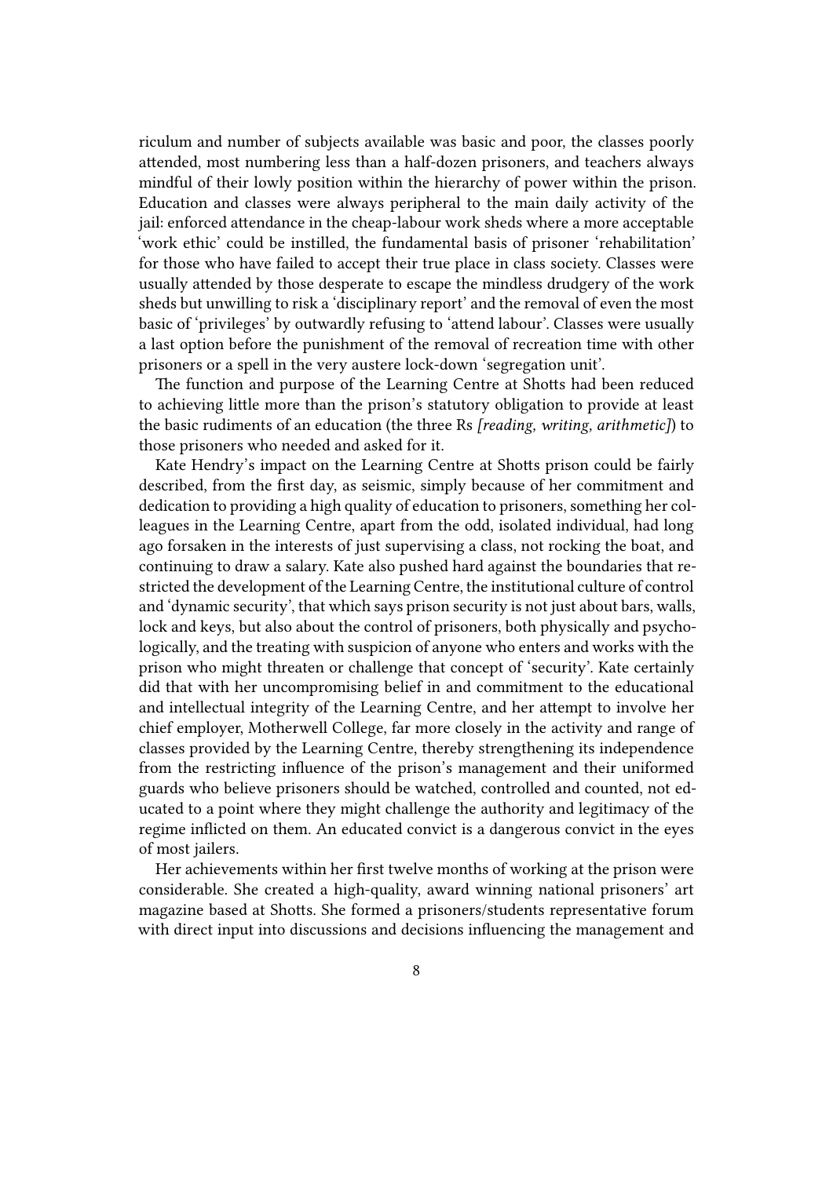riculum and number of subjects available was basic and poor, the classes poorly attended, most numbering less than a half-dozen prisoners, and teachers always mindful of their lowly position within the hierarchy of power within the prison. Education and classes were always peripheral to the main daily activity of the jail: enforced attendance in the cheap-labour work sheds where a more acceptable 'work ethic' could be instilled, the fundamental basis of prisoner 'rehabilitation' for those who have failed to accept their true place in class society. Classes were usually attended by those desperate to escape the mindless drudgery of the work sheds but unwilling to risk a 'disciplinary report' and the removal of even the most basic of 'privileges' by outwardly refusing to 'attend labour'. Classes were usually a last option before the punishment of the removal of recreation time with other prisoners or a spell in the very austere lock-down 'segregation unit'.

The function and purpose of the Learning Centre at Shotts had been reduced to achieving little more than the prison's statutory obligation to provide at least the basic rudiments of an education (the three Rs *[reading, writing, arithmetic]*) to those prisoners who needed and asked for it.

Kate Hendry's impact on the Learning Centre at Shotts prison could be fairly described, from the first day, as seismic, simply because of her commitment and dedication to providing a high quality of education to prisoners, something her colleagues in the Learning Centre, apart from the odd, isolated individual, had long ago forsaken in the interests of just supervising a class, not rocking the boat, and continuing to draw a salary. Kate also pushed hard against the boundaries that restricted the development of the Learning Centre, the institutional culture of control and 'dynamic security', that which says prison security is not just about bars, walls, lock and keys, but also about the control of prisoners, both physically and psychologically, and the treating with suspicion of anyone who enters and works with the prison who might threaten or challenge that concept of 'security'. Kate certainly did that with her uncompromising belief in and commitment to the educational and intellectual integrity of the Learning Centre, and her attempt to involve her chief employer, Motherwell College, far more closely in the activity and range of classes provided by the Learning Centre, thereby strengthening its independence from the restricting influence of the prison's management and their uniformed guards who believe prisoners should be watched, controlled and counted, not educated to a point where they might challenge the authority and legitimacy of the regime inflicted on them. An educated convict is a dangerous convict in the eyes of most jailers.

Her achievements within her first twelve months of working at the prison were considerable. She created a high-quality, award winning national prisoners' art magazine based at Shotts. She formed a prisoners/students representative forum with direct input into discussions and decisions influencing the management and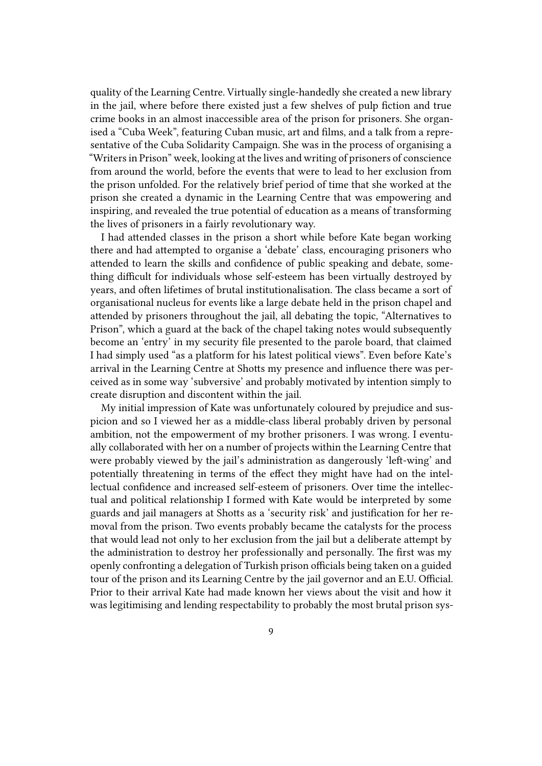quality of the Learning Centre. Virtually single-handedly she created a new library in the jail, where before there existed just a few shelves of pulp fiction and true crime books in an almost inaccessible area of the prison for prisoners. She organised a "Cuba Week", featuring Cuban music, art and films, and a talk from a representative of the Cuba Solidarity Campaign. She was in the process of organising a "Writers in Prison" week, looking at the lives and writing of prisoners of conscience from around the world, before the events that were to lead to her exclusion from the prison unfolded. For the relatively brief period of time that she worked at the prison she created a dynamic in the Learning Centre that was empowering and inspiring, and revealed the true potential of education as a means of transforming the lives of prisoners in a fairly revolutionary way.

I had attended classes in the prison a short while before Kate began working there and had attempted to organise a 'debate' class, encouraging prisoners who attended to learn the skills and confidence of public speaking and debate, something difficult for individuals whose self-esteem has been virtually destroyed by years, and often lifetimes of brutal institutionalisation. The class became a sort of organisational nucleus for events like a large debate held in the prison chapel and attended by prisoners throughout the jail, all debating the topic, "Alternatives to Prison", which a guard at the back of the chapel taking notes would subsequently become an 'entry' in my security file presented to the parole board, that claimed I had simply used "as a platform for his latest political views". Even before Kate's arrival in the Learning Centre at Shotts my presence and influence there was perceived as in some way 'subversive' and probably motivated by intention simply to create disruption and discontent within the jail.

My initial impression of Kate was unfortunately coloured by prejudice and suspicion and so I viewed her as a middle-class liberal probably driven by personal ambition, not the empowerment of my brother prisoners. I was wrong. I eventually collaborated with her on a number of projects within the Learning Centre that were probably viewed by the jail's administration as dangerously 'left-wing' and potentially threatening in terms of the effect they might have had on the intellectual confidence and increased self-esteem of prisoners. Over time the intellectual and political relationship I formed with Kate would be interpreted by some guards and jail managers at Shotts as a 'security risk' and justification for her removal from the prison. Two events probably became the catalysts for the process that would lead not only to her exclusion from the jail but a deliberate attempt by the administration to destroy her professionally and personally. The first was my openly confronting a delegation of Turkish prison officials being taken on a guided tour of the prison and its Learning Centre by the jail governor and an E.U. Official. Prior to their arrival Kate had made known her views about the visit and how it was legitimising and lending respectability to probably the most brutal prison sys-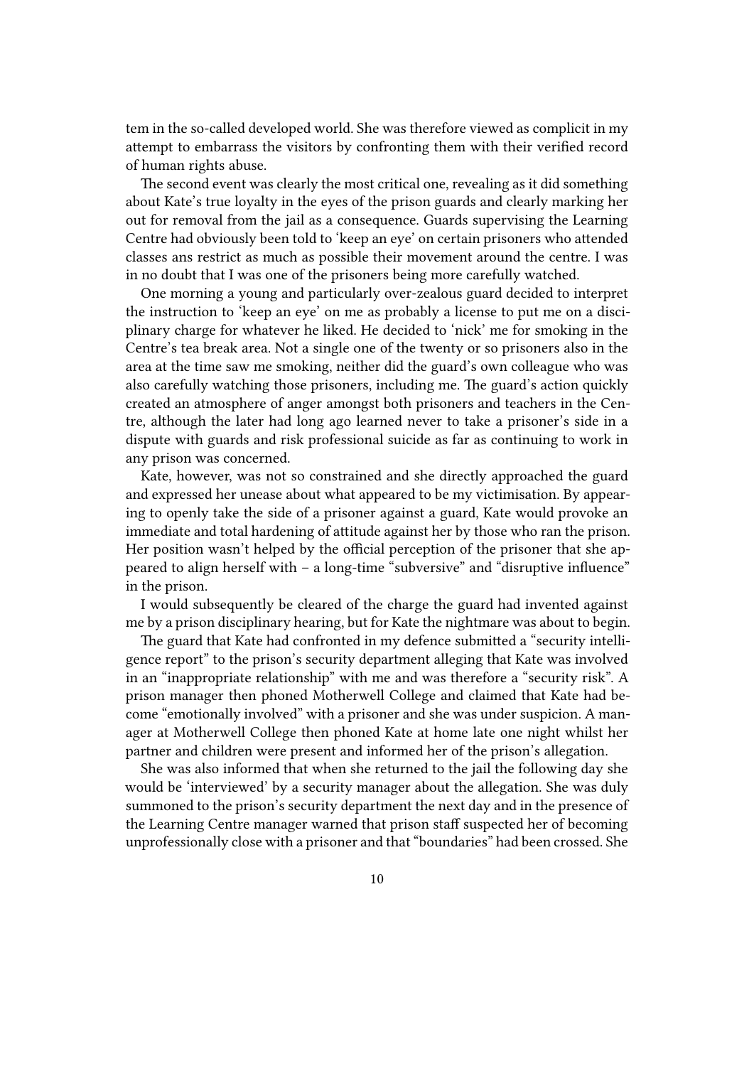tem in the so-called developed world. She was therefore viewed as complicit in my attempt to embarrass the visitors by confronting them with their verified record of human rights abuse.

The second event was clearly the most critical one, revealing as it did something about Kate's true loyalty in the eyes of the prison guards and clearly marking her out for removal from the jail as a consequence. Guards supervising the Learning Centre had obviously been told to 'keep an eye' on certain prisoners who attended classes ans restrict as much as possible their movement around the centre. I was in no doubt that I was one of the prisoners being more carefully watched.

One morning a young and particularly over-zealous guard decided to interpret the instruction to 'keep an eye' on me as probably a license to put me on a disciplinary charge for whatever he liked. He decided to 'nick' me for smoking in the Centre's tea break area. Not a single one of the twenty or so prisoners also in the area at the time saw me smoking, neither did the guard's own colleague who was also carefully watching those prisoners, including me. The guard's action quickly created an atmosphere of anger amongst both prisoners and teachers in the Centre, although the later had long ago learned never to take a prisoner's side in a dispute with guards and risk professional suicide as far as continuing to work in any prison was concerned.

Kate, however, was not so constrained and she directly approached the guard and expressed her unease about what appeared to be my victimisation. By appearing to openly take the side of a prisoner against a guard, Kate would provoke an immediate and total hardening of attitude against her by those who ran the prison. Her position wasn't helped by the official perception of the prisoner that she appeared to align herself with – a long-time "subversive" and "disruptive influence" in the prison.

I would subsequently be cleared of the charge the guard had invented against me by a prison disciplinary hearing, but for Kate the nightmare was about to begin.

The guard that Kate had confronted in my defence submitted a "security intelligence report" to the prison's security department alleging that Kate was involved in an "inappropriate relationship" with me and was therefore a "security risk". A prison manager then phoned Motherwell College and claimed that Kate had become "emotionally involved" with a prisoner and she was under suspicion. A manager at Motherwell College then phoned Kate at home late one night whilst her partner and children were present and informed her of the prison's allegation.

She was also informed that when she returned to the jail the following day she would be 'interviewed' by a security manager about the allegation. She was duly summoned to the prison's security department the next day and in the presence of the Learning Centre manager warned that prison staff suspected her of becoming unprofessionally close with a prisoner and that "boundaries" had been crossed. She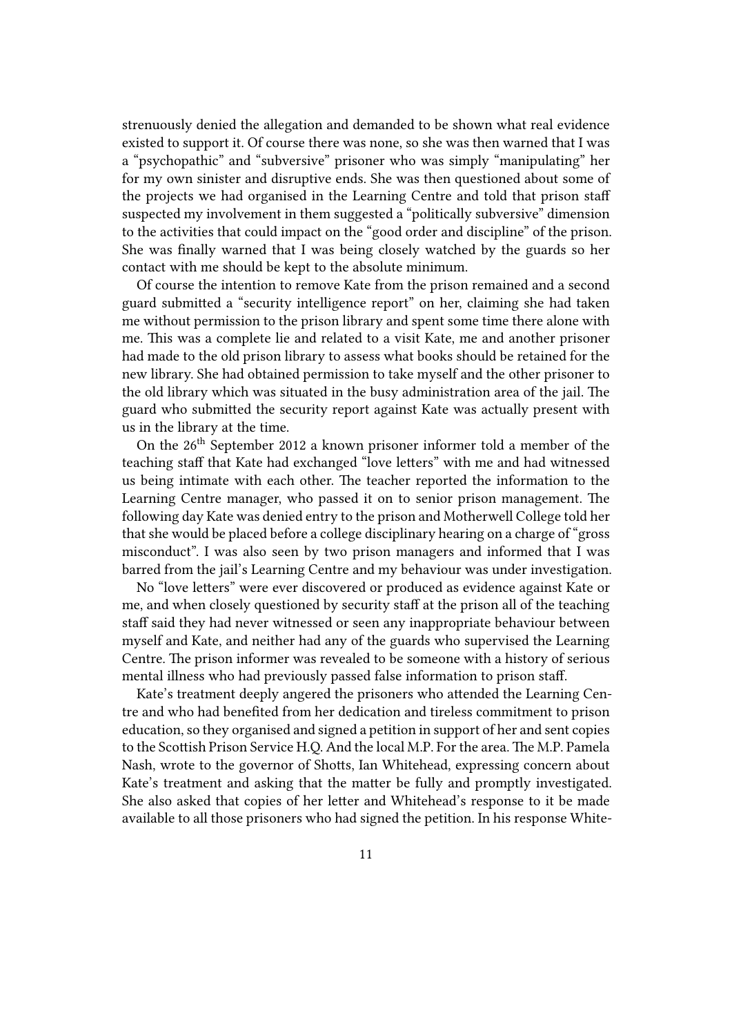strenuously denied the allegation and demanded to be shown what real evidence existed to support it. Of course there was none, so she was then warned that I was a "psychopathic" and "subversive" prisoner who was simply "manipulating" her for my own sinister and disruptive ends. She was then questioned about some of the projects we had organised in the Learning Centre and told that prison staff suspected my involvement in them suggested a "politically subversive" dimension to the activities that could impact on the "good order and discipline" of the prison. She was finally warned that I was being closely watched by the guards so her contact with me should be kept to the absolute minimum.

Of course the intention to remove Kate from the prison remained and a second guard submitted a "security intelligence report" on her, claiming she had taken me without permission to the prison library and spent some time there alone with me. This was a complete lie and related to a visit Kate, me and another prisoner had made to the old prison library to assess what books should be retained for the new library. She had obtained permission to take myself and the other prisoner to the old library which was situated in the busy administration area of the jail. The guard who submitted the security report against Kate was actually present with us in the library at the time.

On the 26th September 2012 a known prisoner informer told a member of the teaching staff that Kate had exchanged "love letters" with me and had witnessed us being intimate with each other. The teacher reported the information to the Learning Centre manager, who passed it on to senior prison management. The following day Kate was denied entry to the prison and Motherwell College told her that she would be placed before a college disciplinary hearing on a charge of "gross misconduct". I was also seen by two prison managers and informed that I was barred from the jail's Learning Centre and my behaviour was under investigation.

No "love letters" were ever discovered or produced as evidence against Kate or me, and when closely questioned by security staff at the prison all of the teaching staff said they had never witnessed or seen any inappropriate behaviour between myself and Kate, and neither had any of the guards who supervised the Learning Centre. The prison informer was revealed to be someone with a history of serious mental illness who had previously passed false information to prison staff.

Kate's treatment deeply angered the prisoners who attended the Learning Centre and who had benefited from her dedication and tireless commitment to prison education, so they organised and signed a petition in support of her and sent copies to the Scottish Prison Service H.Q. And the local M.P. For the area. The M.P. Pamela Nash, wrote to the governor of Shotts, Ian Whitehead, expressing concern about Kate's treatment and asking that the matter be fully and promptly investigated. She also asked that copies of her letter and Whitehead's response to it be made available to all those prisoners who had signed the petition. In his response White-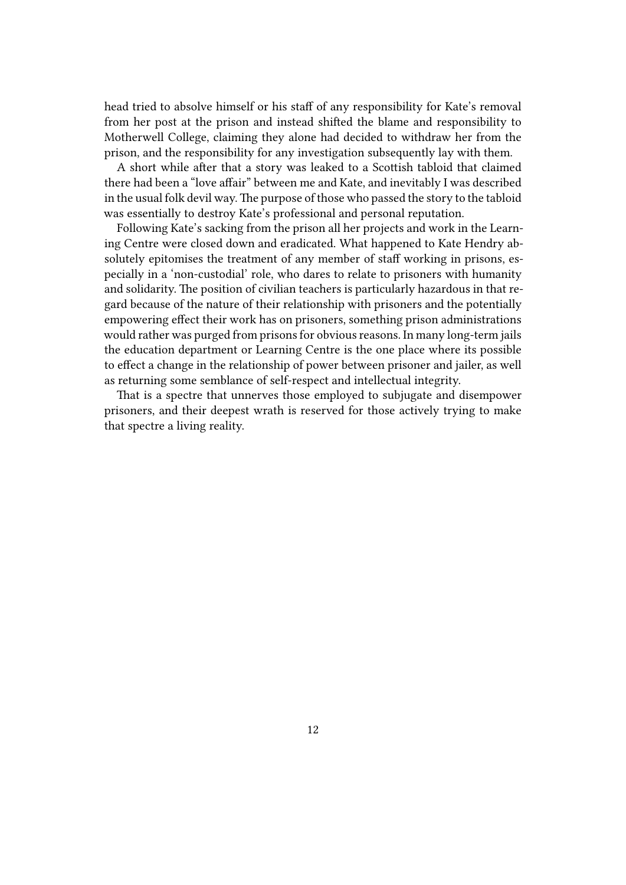head tried to absolve himself or his staff of any responsibility for Kate's removal from her post at the prison and instead shifted the blame and responsibility to Motherwell College, claiming they alone had decided to withdraw her from the prison, and the responsibility for any investigation subsequently lay with them.

A short while after that a story was leaked to a Scottish tabloid that claimed there had been a "love affair" between me and Kate, and inevitably I was described in the usual folk devil way. The purpose of those who passed the story to the tabloid was essentially to destroy Kate's professional and personal reputation.

Following Kate's sacking from the prison all her projects and work in the Learning Centre were closed down and eradicated. What happened to Kate Hendry absolutely epitomises the treatment of any member of staff working in prisons, especially in a 'non-custodial' role, who dares to relate to prisoners with humanity and solidarity. The position of civilian teachers is particularly hazardous in that regard because of the nature of their relationship with prisoners and the potentially empowering effect their work has on prisoners, something prison administrations would rather was purged from prisons for obvious reasons. In many long-term jails the education department or Learning Centre is the one place where its possible to effect a change in the relationship of power between prisoner and jailer, as well as returning some semblance of self-respect and intellectual integrity.

That is a spectre that unnerves those employed to subjugate and disempower prisoners, and their deepest wrath is reserved for those actively trying to make that spectre a living reality.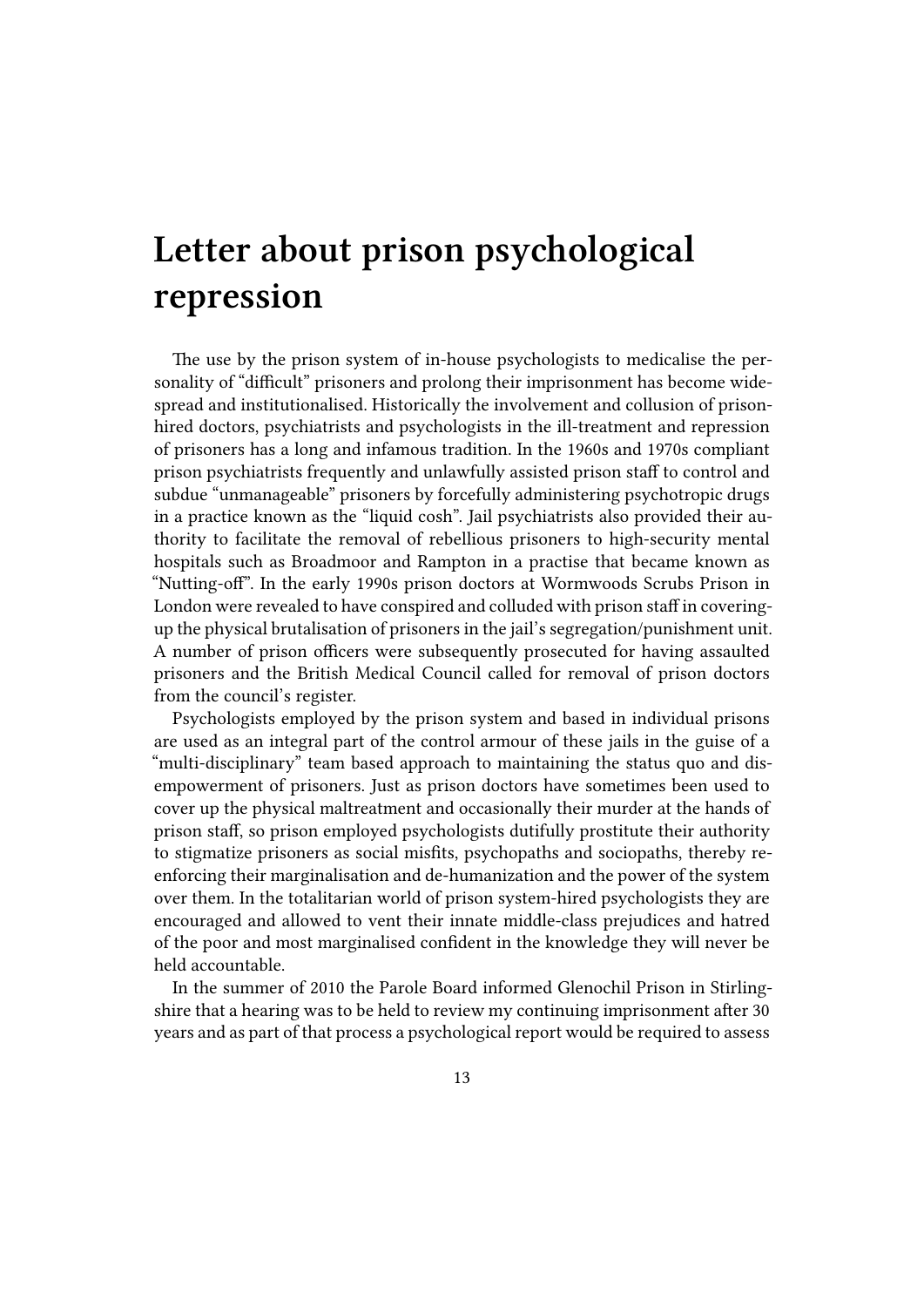# Letter about prison psychological repression

The use by the prison system of in-house psychologists to medicalise the personality of "difficult" prisoners and prolong their imprisonment has become widespread and institutionalised. Historically the involvement and collusion of prison-hired doctors, psychiatrists and psychologists in the ill-treatment and repression of prisoners has a long and infamous tradition. In the 1960s and 1970s compliant prison psychiatrists frequently and unlawfully assisted prison staff to control and subdue "unmanageable" prisoners by forcefully administering psychotropic drugs in a practice known as the "liquid cosh". Jail psychiatrists also provided their authority to facilitate the removal of rebellious prisoners to high-security mental hospitals such as Broadmoor and Rampton in a practise that became known as "Nutting-off". In the early 1990s prison doctors at Wormwoods Scrubs Prison in London were revealed to have conspired and colluded with prison staff in covering-up the physical brutalisation of prisoners in the jail's segregation/punishment unit. A number of prison officers were subsequently prosecuted for having assaulted prisoners and the British Medical Council called for removal of prison doctors from the council's register.

Psychologists employed by the prison system and based in individual prisons are used as an integral part of the control armour of these jails in the guise of a "multi-disciplinary" team based approach to maintaining the status quo and dis-empowerment of prisoners. Just as prison doctors have sometimes been used to cover up the physical maltreatment and occasionally their murder at the hands of prison staff, so prison employed psychologists dutifully prostitute their authority to stigmatize prisoners as social misfits, psychopaths and sociopaths, thereby re-enforcing their marginalisation and de-humanization and the power of the system over them. In the totalitarian world of prison system-hired psychologists they are encouraged and allowed to vent their innate middle-class prejudices and hatred of the poor and most marginalised confident in the knowledge they will never be held accountable.

In the summer of 2010 the Parole Board informed Glenochil Prison in Stirlingshire that a hearing was to be held to review my continuing imprisonment after 30 years and as part of that process a psychological report would be required to assess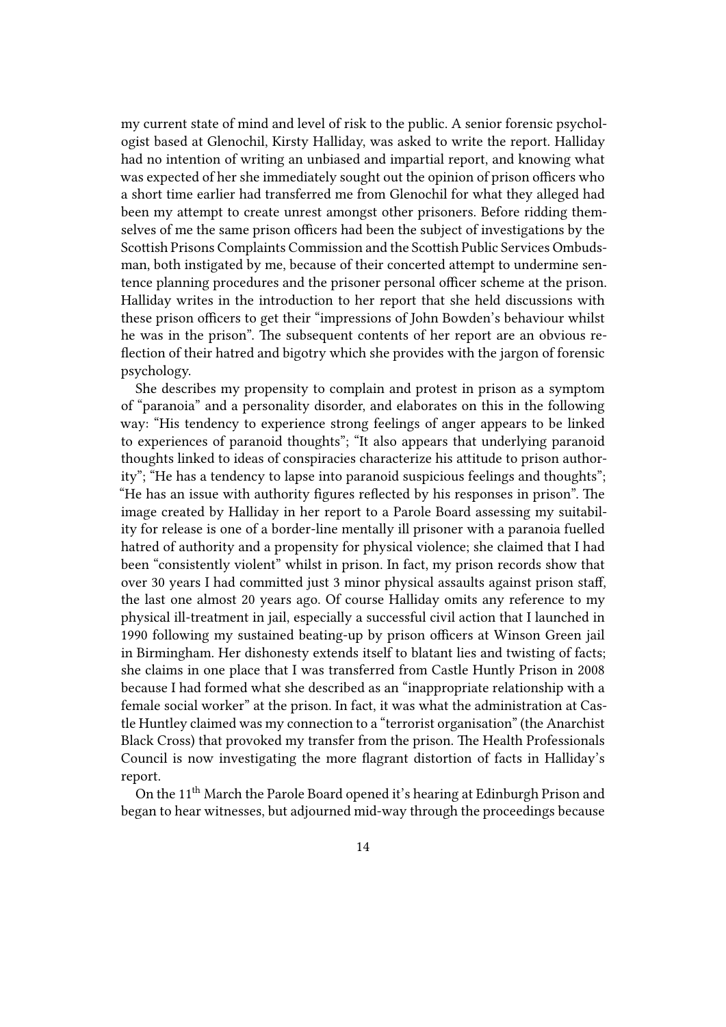my current state of mind and level of risk to the public. A senior forensic psychologist based at Glenochil, Kirsty Halliday, was asked to write the report. Halliday had no intention of writing an unbiased and impartial report, and knowing what was expected of her she immediately sought out the opinion of prison officers who a short time earlier had transferred me from Glenochil for what they alleged had been my attempt to create unrest amongst other prisoners. Before ridding themselves of me the same prison officers had been the subject of investigations by the Scottish Prisons Complaints Commission and the Scottish Public Services Ombudsman, both instigated by me, because of their concerted attempt to undermine sentence planning procedures and the prisoner personal officer scheme at the prison. Halliday writes in the introduction to her report that she held discussions with these prison officers to get their "impressions of John Bowden's behaviour whilst he was in the prison". The subsequent contents of her report are an obvious reflection of their hatred and bigotry which she provides with the jargon of forensic psychology.

She describes my propensity to complain and protest in prison as a symptom of "paranoia" and a personality disorder, and elaborates on this in the following way: "His tendency to experience strong feelings of anger appears to be linked to experiences of paranoid thoughts"; "It also appears that underlying paranoid thoughts linked to ideas of conspiracies characterize his attitude to prison authority"; "He has a tendency to lapse into paranoid suspicious feelings and thoughts"; "He has an issue with authority figures reflected by his responses in prison". The image created by Halliday in her report to a Parole Board assessing my suitability for release is one of a border-line mentally ill prisoner with a paranoia fuelled hatred of authority and a propensity for physical violence; she claimed that I had been "consistently violent" whilst in prison. In fact, my prison records show that over 30 years I had committed just 3 minor physical assaults against prison staff, the last one almost 20 years ago. Of course Halliday omits any reference to my physical ill-treatment in jail, especially a successful civil action that I launched in 1990 following my sustained beating-up by prison officers at Winson Green jail in Birmingham. Her dishonesty extends itself to blatant lies and twisting of facts; she claims in one place that I was transferred from Castle Huntly Prison in 2008 because I had formed what she described as an "inappropriate relationship with a female social worker" at the prison. In fact, it was what the administration at Castle Huntley claimed was my connection to a "terrorist organisation" (the Anarchist Black Cross) that provoked my transfer from the prison. The Health Professionals Council is now investigating the more flagrant distortion of facts in Halliday's report.

On the 11th March the Parole Board opened it's hearing at Edinburgh Prison and began to hear witnesses, but adjourned mid-way through the proceedings because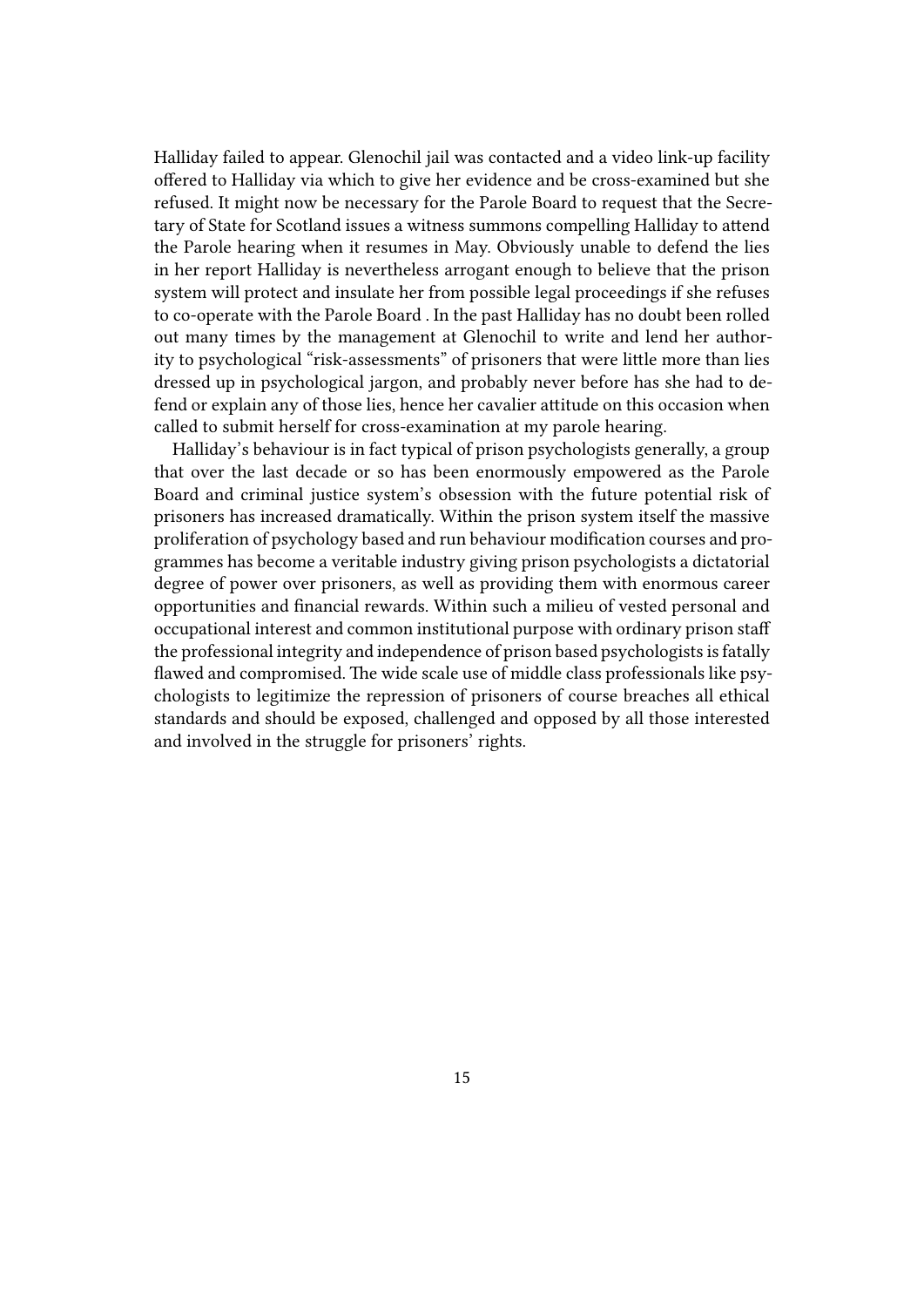Halliday failed to appear. Glenochil jail was contacted and a video link-up facility offered to Halliday via which to give her evidence and be cross-examined but she refused. It might now be necessary for the Parole Board to request that the Secretary of State for Scotland issues a witness summons compelling Halliday to attend the Parole hearing when it resumes in May. Obviously unable to defend the lies in her report Halliday is nevertheless arrogant enough to believe that the prison system will protect and insulate her from possible legal proceedings if she refuses to co-operate with the Parole Board . In the past Halliday has no doubt been rolled out many times by the management at Glenochil to write and lend her authority to psychological "risk-assessments" of prisoners that were little more than lies dressed up in psychological jargon, and probably never before has she had to defend or explain any of those lies, hence her cavalier attitude on this occasion when called to submit herself for cross-examination at my parole hearing.

Halliday's behaviour is in fact typical of prison psychologists generally, a group that over the last decade or so has been enormously empowered as the Parole Board and criminal justice system's obsession with the future potential risk of prisoners has increased dramatically. Within the prison system itself the massive proliferation of psychology based and run behaviour modification courses and programmes has become a veritable industry giving prison psychologists a dictatorial degree of power over prisoners, as well as providing them with enormous career opportunities and financial rewards. Within such a milieu of vested personal and occupational interest and common institutional purpose with ordinary prison staff the professional integrity and independence of prison based psychologists is fatally flawed and compromised. The wide scale use of middle class professionals like psychologists to legitimize the repression of prisoners of course breaches all ethical standards and should be exposed, challenged and opposed by all those interested and involved in the struggle for prisoners' rights.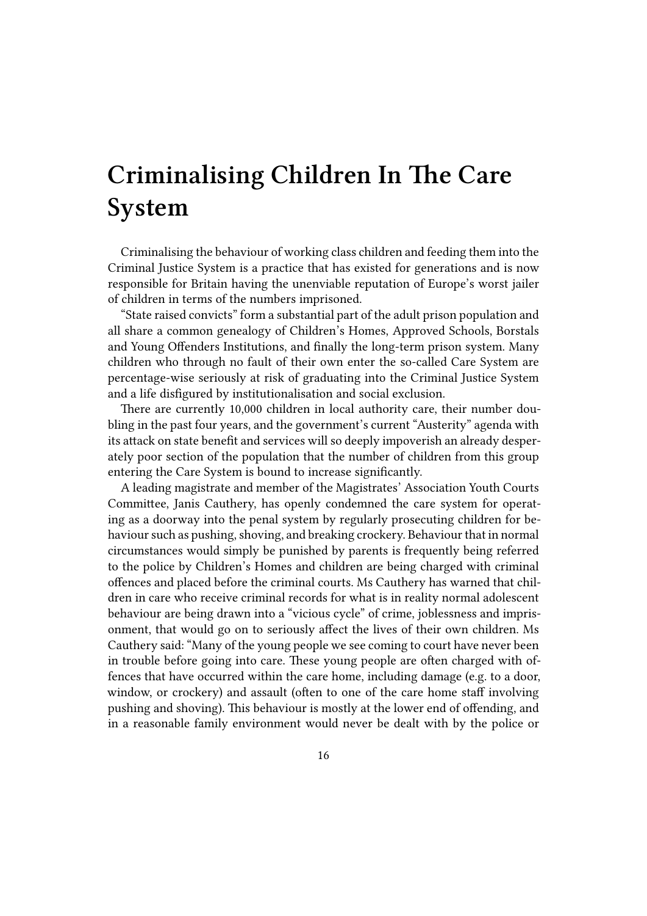# Criminalising Children In The Care System

Criminalising the behaviour of working class children and feeding them into the Criminal Justice System is a practice that has existed for generations and is now responsible for Britain having the unenviable reputation of Europe's worst jailer of children in terms of the numbers imprisoned.

"State raised convicts" form a substantial part of the adult prison population and all share a common genealogy of Children's Homes, Approved Schools, Borstals and Young Offenders Institutions, and finally the long-term prison system. Many children who through no fault of their own enter the so-called Care System are percentage-wise seriously at risk of graduating into the Criminal Justice System and a life disfigured by institutionalisation and social exclusion.

There are currently 10,000 children in local authority care, their number doubling in the past four years, and the government's current "Austerity" agenda with its attack on state benefit and services will so deeply impoverish an already desperately poor section of the population that the number of children from this group entering the Care System is bound to increase significantly.

A leading magistrate and member of the Magistrates' Association Youth Courts Committee, Janis Cauthery, has openly condemned the care system for operating as a doorway into the penal system by regularly prosecuting children for behaviour such as pushing, shoving, and breaking crockery. Behaviour that in normal circumstances would simply be punished by parents is frequently being referred to the police by Children's Homes and children are being charged with criminal offences and placed before the criminal courts. Ms Cauthery has warned that children in care who receive criminal records for what is in reality normal adolescent behaviour are being drawn into a "vicious cycle" of crime, joblessness and imprisonment, that would go on to seriously affect the lives of their own children. Ms Cauthery said: "Many of the young people we see coming to court have never been in trouble before going into care. These young people are often charged with offences that have occurred within the care home, including damage (e.g. to a door, window, or crockery) and assault (often to one of the care home staff involving pushing and shoving). This behaviour is mostly at the lower end of offending, and in a reasonable family environment would never be dealt with by the police or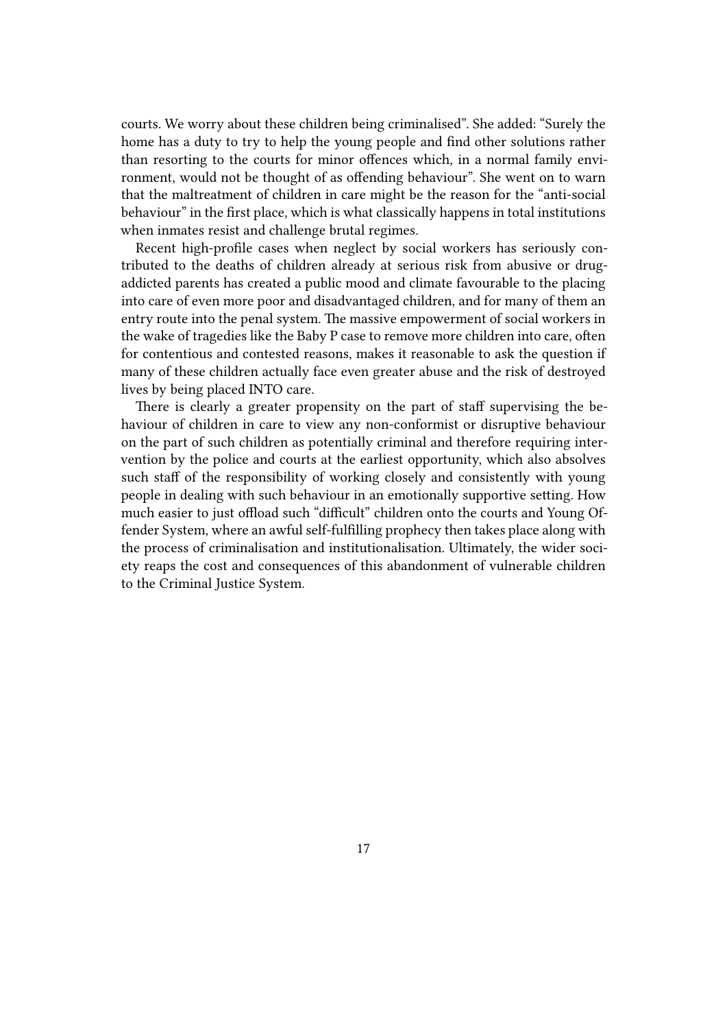courts. We worry about these children being criminalised". She added: "Surely the home has a duty to try to help the young people and find other solutions rather than resorting to the courts for minor offences which, in a normal family environment, would not be thought of as offending behaviour". She went on to warn that the maltreatment of children in care might be the reason for the "anti-social behaviour" in the first place, which is what classically happens in total institutions when inmates resist and challenge brutal regimes.

Recent high-profile cases when neglect by social workers has seriously contributed to the deaths of children already at serious risk from abusive or drug-addicted parents has created a public mood and climate favourable to the placing into care of even more poor and disadvantaged children, and for many of them an entry route into the penal system. The massive empowerment of social workers in the wake of tragedies like the Baby P case to remove more children into care, often for contentious and contested reasons, makes it reasonable to ask the question if many of these children actually face even greater abuse and the risk of destroyed lives by being placed INTO care.

There is clearly a greater propensity on the part of staff supervising the behaviour of children in care to view any non-conformist or disruptive behaviour on the part of such children as potentially criminal and therefore requiring intervention by the police and courts at the earliest opportunity, which also absolves such staff of the responsibility of working closely and consistently with young people in dealing with such behaviour in an emotionally supportive setting. How much easier to just offload such "difficult" children onto the courts and Young Offender System, where an awful self-fulfilling prophecy then takes place along with the process of criminalisation and institutionalisation. Ultimately, the wider society reaps the cost and consequences of this abandonment of vulnerable children to the Criminal Justice System.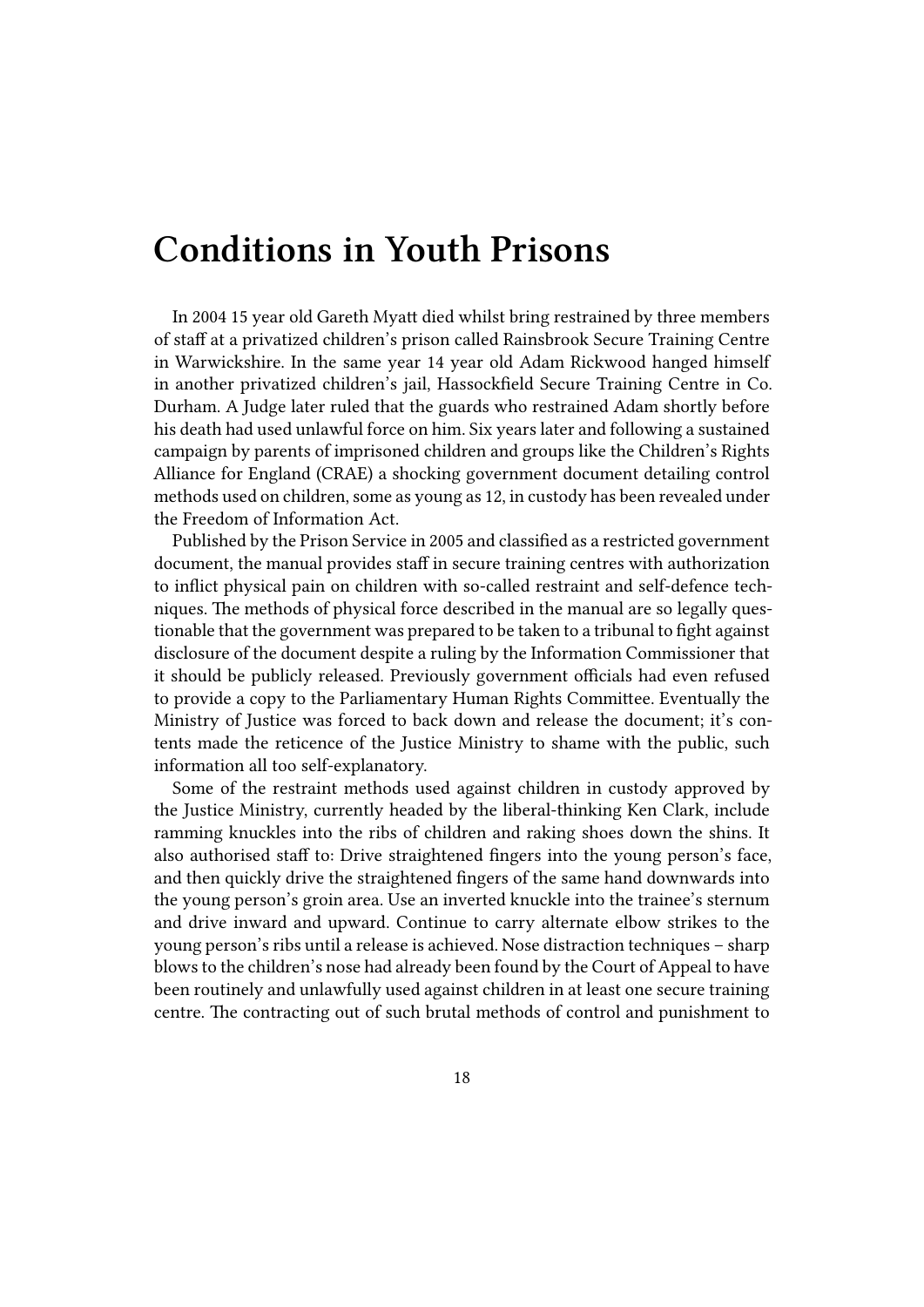# Conditions in Youth Prisons

In 2004 15 year old Gareth Myatt died whilst bring restrained by three members of staff at a privatized children's prison called Rainsbrook Secure Training Centre in Warwickshire. In the same year 14 year old Adam Rickwood hanged himself in another privatized children's jail, Hassockfield Secure Training Centre in Co. Durham. A Judge later ruled that the guards who restrained Adam shortly before his death had used unlawful force on him. Six years later and following a sustained campaign by parents of imprisoned children and groups like the Children's Rights Alliance for England (CRAE) a shocking government document detailing control methods used on children, some as young as 12, in custody has been revealed under the Freedom of Information Act.

Published by the Prison Service in 2005 and classified as a restricted government document, the manual provides staff in secure training centres with authorization to inflict physical pain on children with so-called restraint and self-defence techniques. The methods of physical force described in the manual are so legally questionable that the government was prepared to be taken to a tribunal to fight against disclosure of the document despite a ruling by the Information Commissioner that it should be publicly released. Previously government officials had even refused to provide a copy to the Parliamentary Human Rights Committee. Eventually the Ministry of Justice was forced to back down and release the document; it's contents made the reticence of the Justice Ministry to shame with the public, such information all too self-explanatory.

Some of the restraint methods used against children in custody approved by the Justice Ministry, currently headed by the liberal-thinking Ken Clark, include ramming knuckles into the ribs of children and raking shoes down the shins. It also authorised staff to: Drive straightened fingers into the young person's face, and then quickly drive the straightened fingers of the same hand downwards into the young person's groin area. Use an inverted knuckle into the trainee's sternum and drive inward and upward. Continue to carry alternate elbow strikes to the young person's ribs until a release is achieved. Nose distraction techniques – sharp blows to the children's nose had already been found by the Court of Appeal to have been routinely and unlawfully used against children in at least one secure training centre. The contracting out of such brutal methods of control and punishment to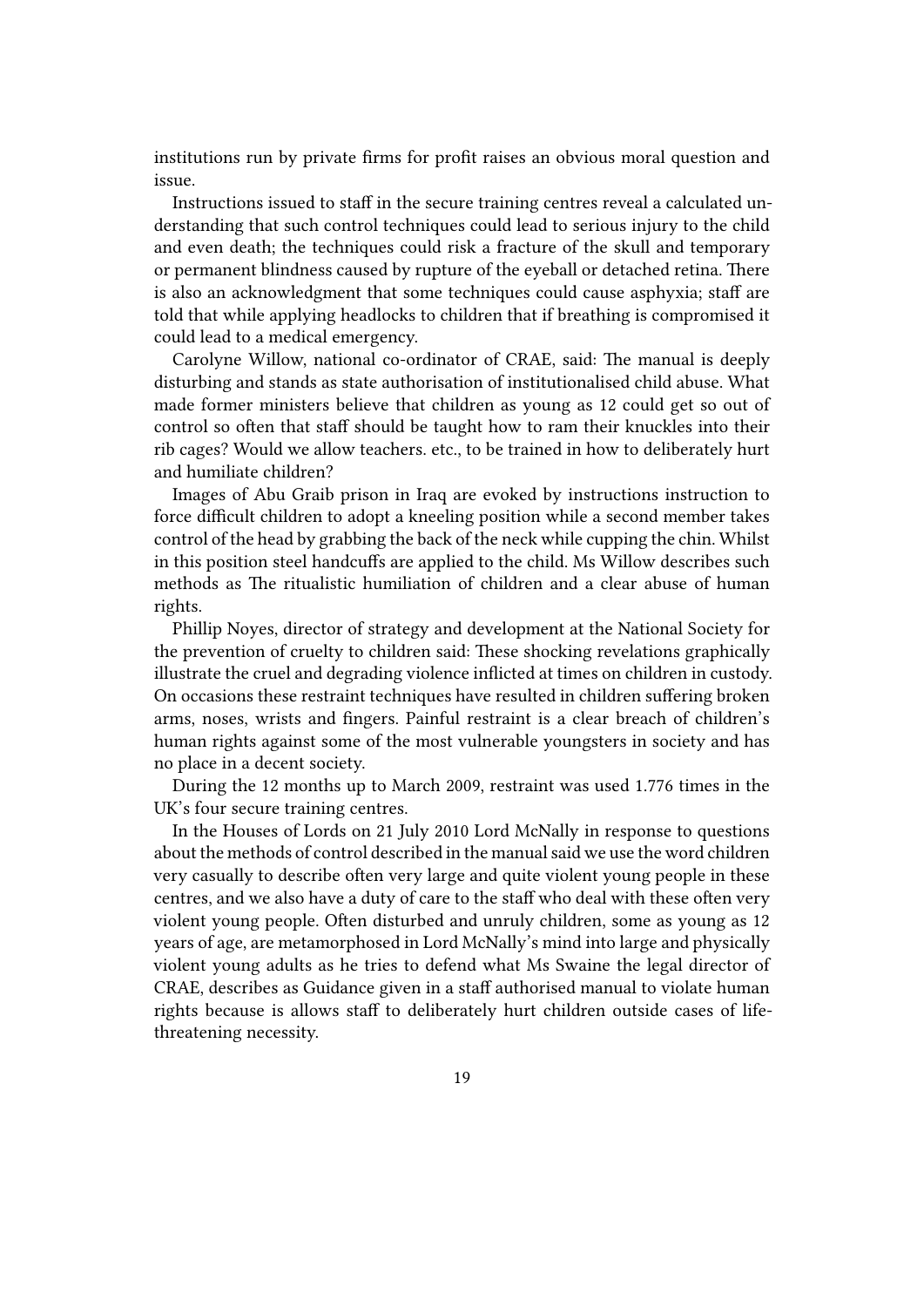institutions run by private firms for profit raises an obvious moral question and issue.

Instructions issued to staff in the secure training centres reveal a calculated understanding that such control techniques could lead to serious injury to the child and even death; the techniques could risk a fracture of the skull and temporary or permanent blindness caused by rupture of the eyeball or detached retina. There is also an acknowledgment that some techniques could cause asphyxia; staff are told that while applying headlocks to children that if breathing is compromised it could lead to a medical emergency.

Carolyne Willow, national co-ordinator of CRAE, said: The manual is deeply disturbing and stands as state authorisation of institutionalised child abuse. What made former ministers believe that children as young as 12 could get so out of control so often that staff should be taught how to ram their knuckles into their rib cages? Would we allow teachers. etc., to be trained in how to deliberately hurt and humiliate children?

Images of Abu Graib prison in Iraq are evoked by instructions instruction to force difficult children to adopt a kneeling position while a second member takes control of the head by grabbing the back of the neck while cupping the chin. Whilst in this position steel handcuffs are applied to the child. Ms Willow describes such methods as The ritualistic humiliation of children and a clear abuse of human rights.

Phillip Noyes, director of strategy and development at the National Society for the prevention of cruelty to children said: These shocking revelations graphically illustrate the cruel and degrading violence inflicted at times on children in custody. On occasions these restraint techniques have resulted in children suffering broken arms, noses, wrists and fingers. Painful restraint is a clear breach of children's human rights against some of the most vulnerable youngsters in society and has no place in a decent society.

During the 12 months up to March 2009, restraint was used 1.776 times in the UK's four secure training centres.

In the Houses of Lords on 21 July 2010 Lord McNally in response to questions about the methods of control described in the manual said we use the word children very casually to describe often very large and quite violent young people in these centres, and we also have a duty of care to the staff who deal with these often very violent young people. Often disturbed and unruly children, some as young as 12 years of age, are metamorphosed in Lord McNally's mind into large and physically violent young adults as he tries to defend what Ms Swaine the legal director of CRAE, describes as Guidance given in a staff authorised manual to violate human rights because is allows staff to deliberately hurt children outside cases of life-threatening necessity.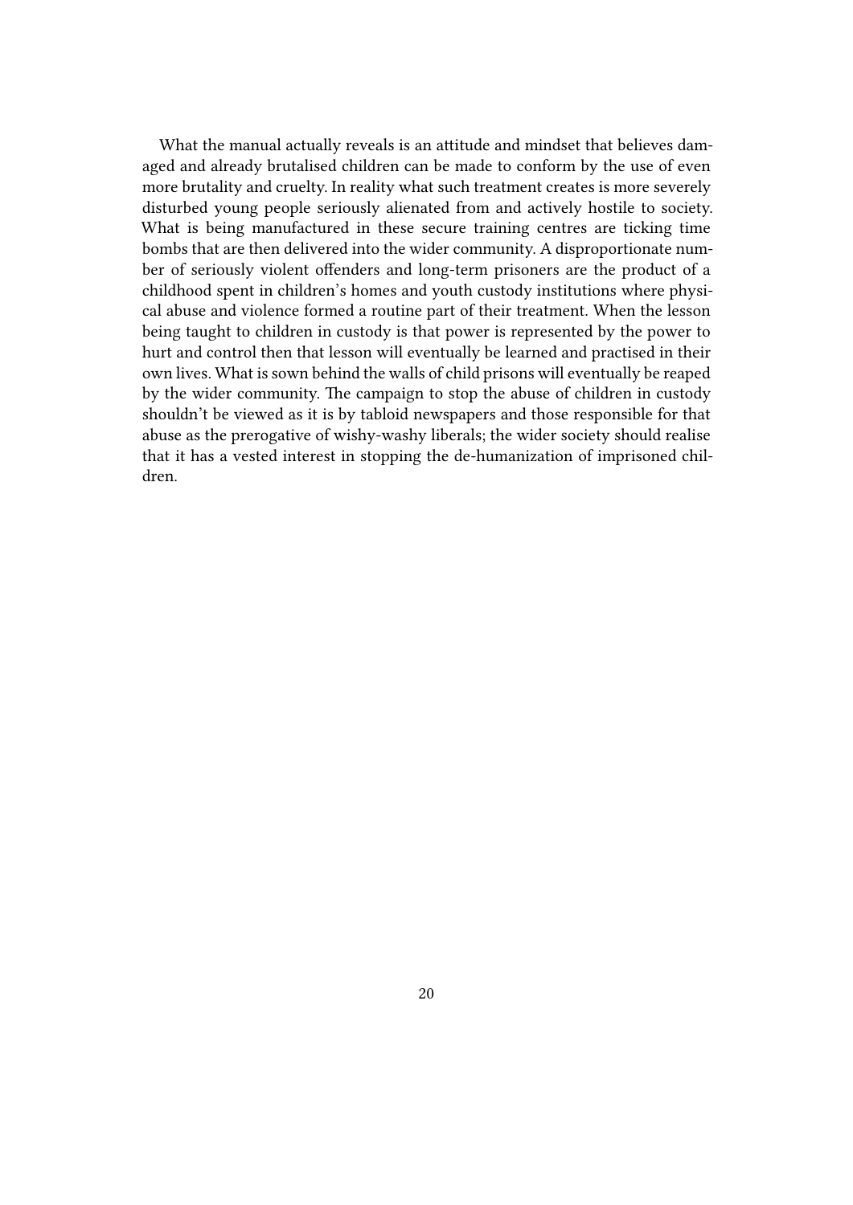What the manual actually reveals is an attitude and mindset that believes damaged and already brutalised children can be made to conform by the use of even more brutality and cruelty. In reality what such treatment creates is more severely disturbed young people seriously alienated from and actively hostile to society. What is being manufactured in these secure training centres are ticking time bombs that are then delivered into the wider community. A disproportionate number of seriously violent offenders and long-term prisoners are the product of a childhood spent in children's homes and youth custody institutions where physical abuse and violence formed a routine part of their treatment. When the lesson being taught to children in custody is that power is represented by the power to hurt and control then that lesson will eventually be learned and practised in their own lives. What is sown behind the walls of child prisons will eventually be reaped by the wider community. The campaign to stop the abuse of children in custody shouldn't be viewed as it is by tabloid newspapers and those responsible for that abuse as the prerogative of wishy-washy liberals; the wider society should realise that it has a vested interest in stopping the de-humanization of imprisoned children.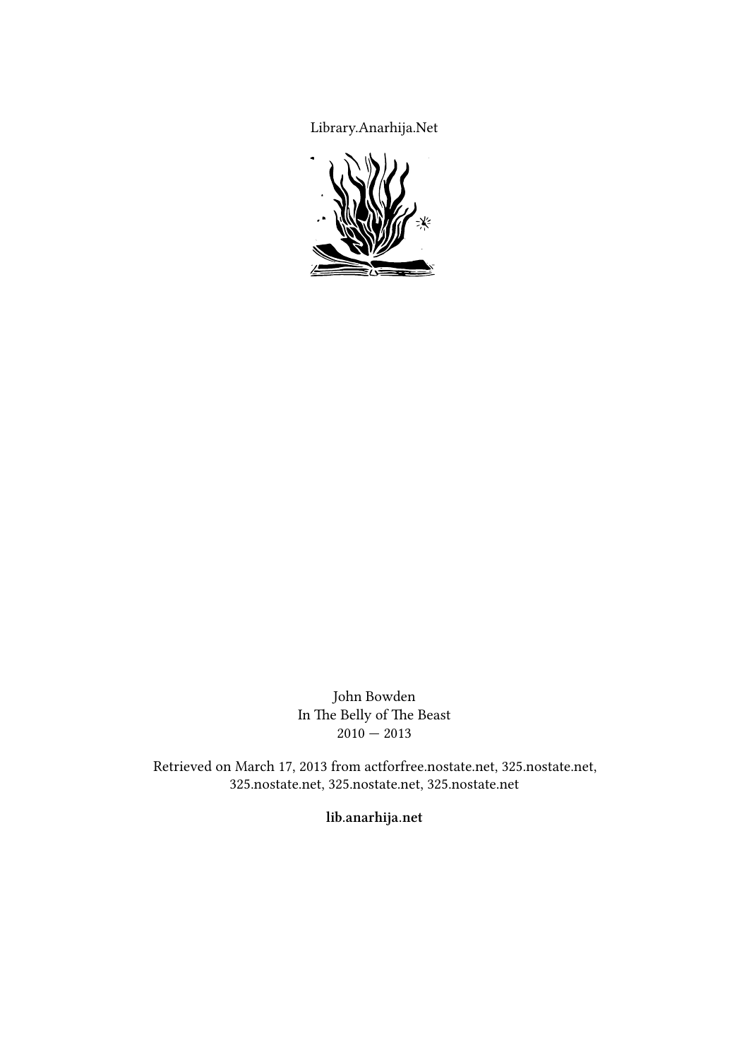Library.Anarhija.Net

John Bowden
In The Belly of The Beast
2010 — 2013

Retrieved on March 17, 2013 from actforfree.nostate.net, 325.nostate.net, 325.nostate.net, 325.nostate.net, 325.nostate.net

**lib.anarhija.net**